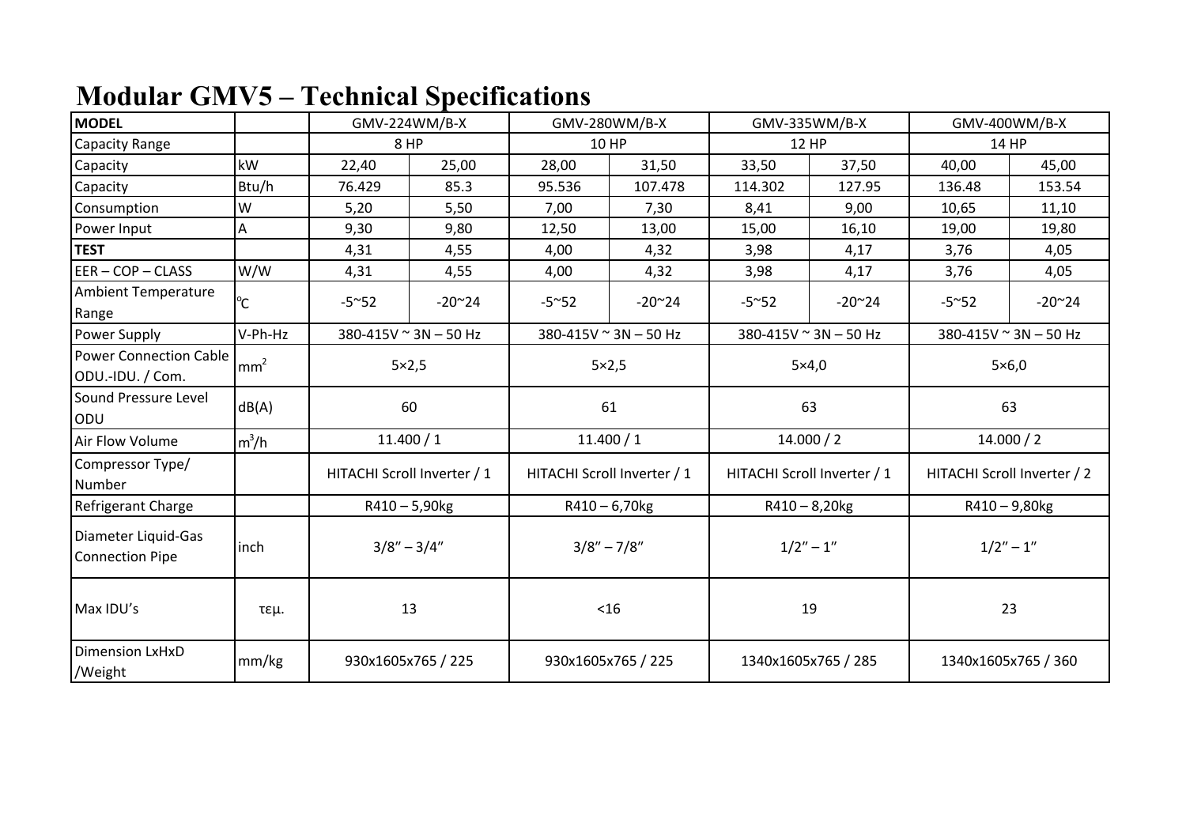# Modular GMV5 – Technical Specifications

| MODEL | | GMV-224WM/B-X | | GMV-280WM/B-X | | GMV-335WM/B-X | | GMV-400WM/B-X | |
|---|---|---|---|---|---|---|---|---|---|
| Capacity Range | | 8 HP | | 10 HP | | 12 HP | | 14 HP | |
| Capacity | kW | 22,40 | 25,00 | 28,00 | 31,50 | 33,50 | 37,50 | 40,00 | 45,00 |
| Capacity | Btu/h | 76.429 | 85.3 | 95.536 | 107.478 | 114.302 | 127.95 | 136.48 | 153.54 |
| Consumption | W | 5,20 | 5,50 | 7,00 | 7,30 | 8,41 | 9,00 | 10,65 | 11,10 |
| Power Input | A | 9,30 | 9,80 | 12,50 | 13,00 | 15,00 | 16,10 | 19,00 | 19,80 |
| **TEST** | | 4,31 | 4,55 | 4,00 | 4,32 | 3,98 | 4,17 | 3,76 | 4,05 |
| EER – COP – CLASS | W/W | 4,31 | 4,55 | 4,00 | 4,32 | 3,98 | 4,17 | 3,76 | 4,05 |
| Ambient Temperature Range | ℃ | -5~52 | -20~24 | -5~52 | -20~24 | -5~52 | -20~24 | -5~52 | -20~24 |
| Power Supply | V-Ph-Hz | 380-415V ~ 3N – 50 Hz | | 380-415V ~ 3N – 50 Hz | | 380-415V ~ 3N – 50 Hz | | 380-415V ~ 3N – 50 Hz | |
| Power Connection Cable ODU.-IDU. / Com. | $mm^2$ | 5×2,5 | | 5×2,5 | | 5×4,0 | | 5×6,0 | |
| Sound Pressure Level ODU | dB(A) | 60 | | 61 | | 63 | | 63 | |
| Air Flow Volume | $m^3/h$ | 11.400 / 1 | | 11.400 / 1 | | 14.000 / 2 | | 14.000 / 2 | |
| Compressor Type/ Number | | HITACHI Scroll Inverter / 1 | | HITACHI Scroll Inverter / 1 | | HITACHI Scroll Inverter / 1 | | HITACHI Scroll Inverter / 2 | |
| Refrigerant Charge | | R410 – 5,90kg | | R410 – 6,70kg | | R410 – 8,20kg | | R410 – 9,80kg | |
| Diameter Liquid-Gas Connection Pipe | inch | 3/8″ – 3/4″ | | 3/8″ – 7/8″ | | 1/2″ – 1″ | | 1/2″ – 1″ | |
| Max IDU's | τεμ. | 13 | | <16 | | 19 | | 23 | |
| Dimension LxHxD /Weight | mm/kg | 930x1605x765 / 225 | | 930x1605x765 / 225 | | 1340x1605x765 / 285 | | 1340x1605x765 / 360 | |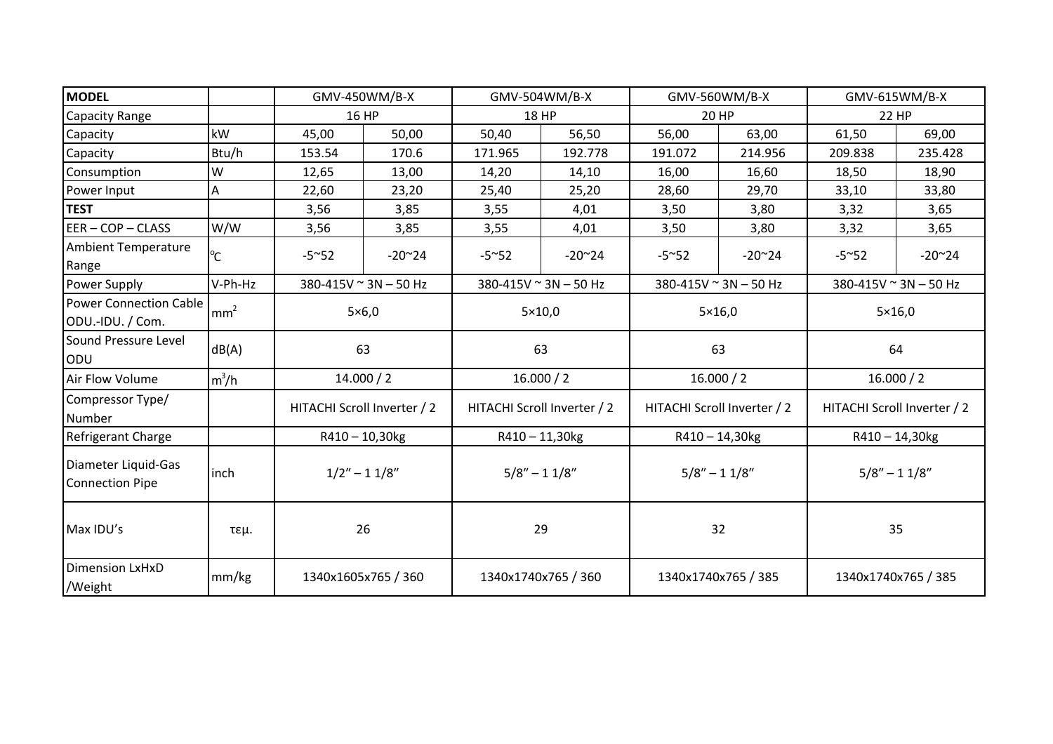| **MODEL** | | GMV-450WM/B-X | | GMV-504WM/B-X | | GMV-560WM/B-X | | GMV-615WM/B-X | |
|---|---|---|---|---|---|---|---|---|---|
| Capacity Range | | 16 HP | | 18 HP | | 20 HP | | 22 HP | |
| Capacity | kW | 45,00 | 50,00 | 50,40 | 56,50 | 56,00 | 63,00 | 61,50 | 69,00 |
| Capacity | Btu/h | 153.54 | 170.6 | 171.965 | 192.778 | 191.072 | 214.956 | 209.838 | 235.428 |
| Consumption | W | 12,65 | 13,00 | 14,20 | 14,10 | 16,00 | 16,60 | 18,50 | 18,90 |
| Power Input | A | 22,60 | 23,20 | 25,40 | 25,20 | 28,60 | 29,70 | 33,10 | 33,80 |
| **TEST** | | 3,56 | 3,85 | 3,55 | 4,01 | 3,50 | 3,80 | 3,32 | 3,65 |
| EER – COP – CLASS | W/W | 3,56 | 3,85 | 3,55 | 4,01 | 3,50 | 3,80 | 3,32 | 3,65 |
| Ambient Temperature Range | °C | -5~52 | -20~24 | -5~52 | -20~24 | -5~52 | -20~24 | -5~52 | -20~24 |
| Power Supply | V-Ph-Hz | 380-415V ~ 3N – 50 Hz | | 380-415V ~ 3N – 50 Hz | | 380-415V ~ 3N – 50 Hz | | 380-415V ~ 3N – 50 Hz | |
| Power Connection Cable ODU.-IDU. / Com. | $mm^2$ | 5×6,0 | | 5×10,0 | | 5×16,0 | | 5×16,0 | |
| Sound Pressure Level ODU | dB(A) | 63 | | 63 | | 63 | | 64 | |
| Air Flow Volume | $m^3/h$ | 14.000 / 2 | | 16.000 / 2 | | 16.000 / 2 | | 16.000 / 2 | |
| Compressor Type/ Number | | HITACHI Scroll Inverter / 2 | | HITACHI Scroll Inverter / 2 | | HITACHI Scroll Inverter / 2 | | HITACHI Scroll Inverter / 2 | |
| Refrigerant Charge | | R410 – 10,30kg | | R410 – 11,30kg | | R410 – 14,30kg | | R410 – 14,30kg | |
| Diameter Liquid-Gas Connection Pipe | inch | 1/2″ – 1 1/8″ | | 5/8″ – 1 1/8″ | | 5/8″ – 1 1/8″ | | 5/8″ – 1 1/8″ | |
| Max IDU's | τεμ. | 26 | | 29 | | 32 | | 35 | |
| Dimension LxHxD /Weight | mm/kg | 1340x1605x765 / 360 | | 1340x1740x765 / 360 | | 1340x1740x765 / 385 | | 1340x1740x765 / 385 | |